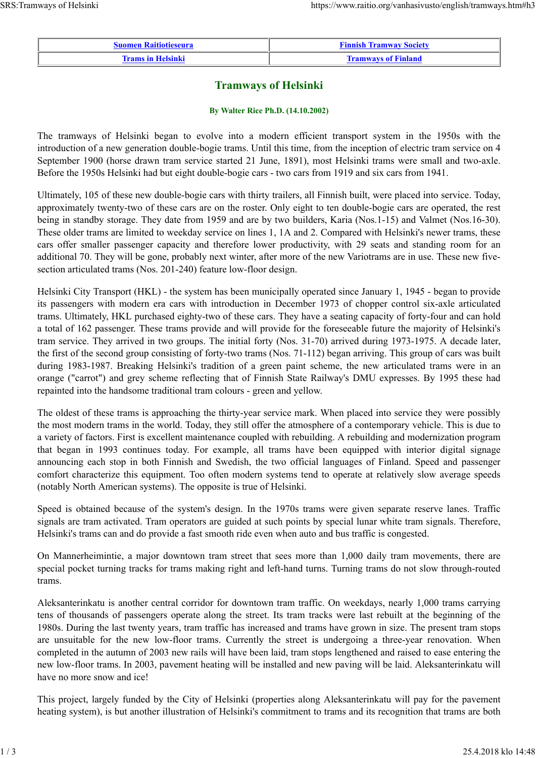| [Suomen Raitiotieseura](#) | [Finnish Tramway Society](#) |
| --- | --- |
| [Trams in Helsinki](#) | [Tramways of Finland](#) |

# Tramways of Helsinki

**By Walter Rice Ph.D. (14.10.2002)**

The tramways of Helsinki began to evolve into a modern efficient transport system in the 1950s with the introduction of a new generation double-bogie trams. Until this time, from the inception of electric tram service on 4 September 1900 (horse drawn tram service started 21 June, 1891), most Helsinki trams were small and two-axle. Before the 1950s Helsinki had but eight double-bogie cars - two cars from 1919 and six cars from 1941.

Ultimately, 105 of these new double-bogie cars with thirty trailers, all Finnish built, were placed into service. Today, approximately twenty-two of these cars are on the roster. Only eight to ten double-bogie cars are operated, the rest being in standby storage. They date from 1959 and are by two builders, Karia (Nos.1-15) and Valmet (Nos.16-30). These older trams are limited to weekday service on lines 1, 1A and 2. Compared with Helsinki's newer trams, these cars offer smaller passenger capacity and therefore lower productivity, with 29 seats and standing room for an additional 70. They will be gone, probably next winter, after more of the new Variotrams are in use. These new five-section articulated trams (Nos. 201-240) feature low-floor design.

Helsinki City Transport (HKL) - the system has been municipally operated since January 1, 1945 - began to provide its passengers with modern era cars with introduction in December 1973 of chopper control six-axle articulated trams. Ultimately, HKL purchased eighty-two of these cars. They have a seating capacity of forty-four and can hold a total of 162 passenger. These trams provide and will provide for the foreseeable future the majority of Helsinki's tram service. They arrived in two groups. The initial forty (Nos. 31-70) arrived during 1973-1975. A decade later, the first of the second group consisting of forty-two trams (Nos. 71-112) began arriving. This group of cars was built during 1983-1987. Breaking Helsinki's tradition of a green paint scheme, the new articulated trams were in an orange ("carrot") and grey scheme reflecting that of Finnish State Railway's DMU expresses. By 1995 these had repainted into the handsome traditional tram colours - green and yellow.

The oldest of these trams is approaching the thirty-year service mark. When placed into service they were possibly the most modern trams in the world. Today, they still offer the atmosphere of a contemporary vehicle. This is due to a variety of factors. First is excellent maintenance coupled with rebuilding. A rebuilding and modernization program that began in 1993 continues today. For example, all trams have been equipped with interior digital signage announcing each stop in both Finnish and Swedish, the two official languages of Finland. Speed and passenger comfort characterize this equipment. Too often modern systems tend to operate at relatively slow average speeds (notably North American systems). The opposite is true of Helsinki.

Speed is obtained because of the system's design. In the 1970s trams were given separate reserve lanes. Traffic signals are tram activated. Tram operators are guided at such points by special lunar white tram signals. Therefore, Helsinki's trams can and do provide a fast smooth ride even when auto and bus traffic is congested.

On Mannerheimintie, a major downtown tram street that sees more than 1,000 daily tram movements, there are special pocket turning tracks for trams making right and left-hand turns. Turning trams do not slow through-routed trams.

Aleksanterinkatu is another central corridor for downtown tram traffic. On weekdays, nearly 1,000 trams carrying tens of thousands of passengers operate along the street. Its tram tracks were last rebuilt at the beginning of the 1980s. During the last twenty years, tram traffic has increased and trams have grown in size. The present tram stops are unsuitable for the new low-floor trams. Currently the street is undergoing a three-year renovation. When completed in the autumn of 2003 new rails will have been laid, tram stops lengthened and raised to ease entering the new low-floor trams. In 2003, pavement heating will be installed and new paving will be laid. Aleksanterinkatu will have no more snow and ice!

This project, largely funded by the City of Helsinki (properties along Aleksanterinkatu will pay for the pavement heating system), is but another illustration of Helsinki's commitment to trams and its recognition that trams are both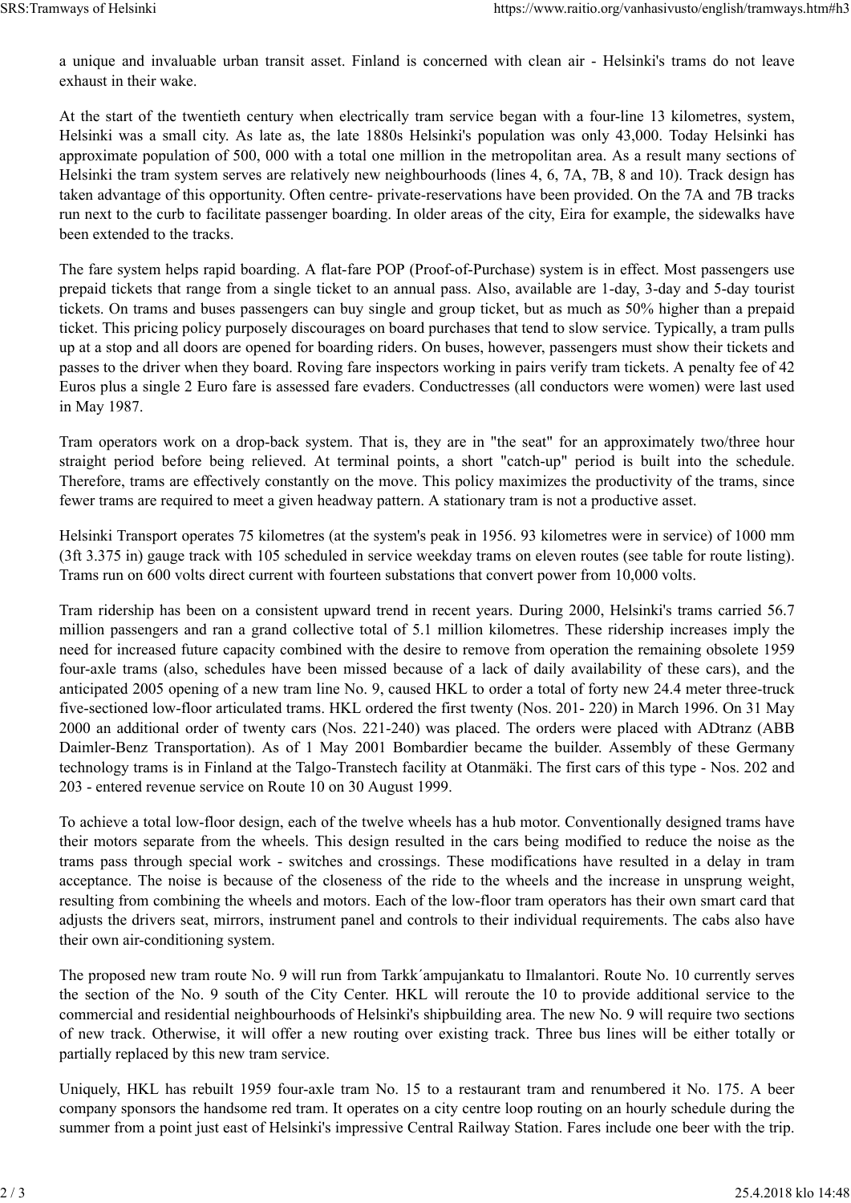a unique and invaluable urban transit asset. Finland is concerned with clean air - Helsinki's trams do not leave exhaust in their wake.

At the start of the twentieth century when electrically tram service began with a four-line 13 kilometres, system, Helsinki was a small city. As late as, the late 1880s Helsinki's population was only 43,000. Today Helsinki has approximate population of 500, 000 with a total one million in the metropolitan area. As a result many sections of Helsinki the tram system serves are relatively new neighbourhoods (lines 4, 6, 7A, 7B, 8 and 10). Track design has taken advantage of this opportunity. Often centre- private-reservations have been provided. On the 7A and 7B tracks run next to the curb to facilitate passenger boarding. In older areas of the city, Eira for example, the sidewalks have been extended to the tracks.

The fare system helps rapid boarding. A flat-fare POP (Proof-of-Purchase) system is in effect. Most passengers use prepaid tickets that range from a single ticket to an annual pass. Also, available are 1-day, 3-day and 5-day tourist tickets. On trams and buses passengers can buy single and group ticket, but as much as 50% higher than a prepaid ticket. This pricing policy purposely discourages on board purchases that tend to slow service. Typically, a tram pulls up at a stop and all doors are opened for boarding riders. On buses, however, passengers must show their tickets and passes to the driver when they board. Roving fare inspectors working in pairs verify tram tickets. A penalty fee of 42 Euros plus a single 2 Euro fare is assessed fare evaders. Conductresses (all conductors were women) were last used in May 1987.

Tram operators work on a drop-back system. That is, they are in "the seat" for an approximately two/three hour straight period before being relieved. At terminal points, a short "catch-up" period is built into the schedule. Therefore, trams are effectively constantly on the move. This policy maximizes the productivity of the trams, since fewer trams are required to meet a given headway pattern. A stationary tram is not a productive asset.

Helsinki Transport operates 75 kilometres (at the system's peak in 1956. 93 kilometres were in service) of 1000 mm (3ft 3.375 in) gauge track with 105 scheduled in service weekday trams on eleven routes (see table for route listing). Trams run on 600 volts direct current with fourteen substations that convert power from 10,000 volts.

Tram ridership has been on a consistent upward trend in recent years. During 2000, Helsinki's trams carried 56.7 million passengers and ran a grand collective total of 5.1 million kilometres. These ridership increases imply the need for increased future capacity combined with the desire to remove from operation the remaining obsolete 1959 four-axle trams (also, schedules have been missed because of a lack of daily availability of these cars), and the anticipated 2005 opening of a new tram line No. 9, caused HKL to order a total of forty new 24.4 meter three-truck five-sectioned low-floor articulated trams. HKL ordered the first twenty (Nos. 201- 220) in March 1996. On 31 May 2000 an additional order of twenty cars (Nos. 221-240) was placed. The orders were placed with ADtranz (ABB Daimler-Benz Transportation). As of 1 May 2001 Bombardier became the builder. Assembly of these Germany technology trams is in Finland at the Talgo-Transtech facility at Otanmäki. The first cars of this type - Nos. 202 and 203 - entered revenue service on Route 10 on 30 August 1999.

To achieve a total low-floor design, each of the twelve wheels has a hub motor. Conventionally designed trams have their motors separate from the wheels. This design resulted in the cars being modified to reduce the noise as the trams pass through special work - switches and crossings. These modifications have resulted in a delay in tram acceptance. The noise is because of the closeness of the ride to the wheels and the increase in unsprung weight, resulting from combining the wheels and motors. Each of the low-floor tram operators has their own smart card that adjusts the drivers seat, mirrors, instrument panel and controls to their individual requirements. The cabs also have their own air-conditioning system.

The proposed new tram route No. 9 will run from Tarkk´ampujankatu to Ilmalantori. Route No. 10 currently serves the section of the No. 9 south of the City Center. HKL will reroute the 10 to provide additional service to the commercial and residential neighbourhoods of Helsinki's shipbuilding area. The new No. 9 will require two sections of new track. Otherwise, it will offer a new routing over existing track. Three bus lines will be either totally or partially replaced by this new tram service.

Uniquely, HKL has rebuilt 1959 four-axle tram No. 15 to a restaurant tram and renumbered it No. 175. A beer company sponsors the handsome red tram. It operates on a city centre loop routing on an hourly schedule during the summer from a point just east of Helsinki's impressive Central Railway Station. Fares include one beer with the trip.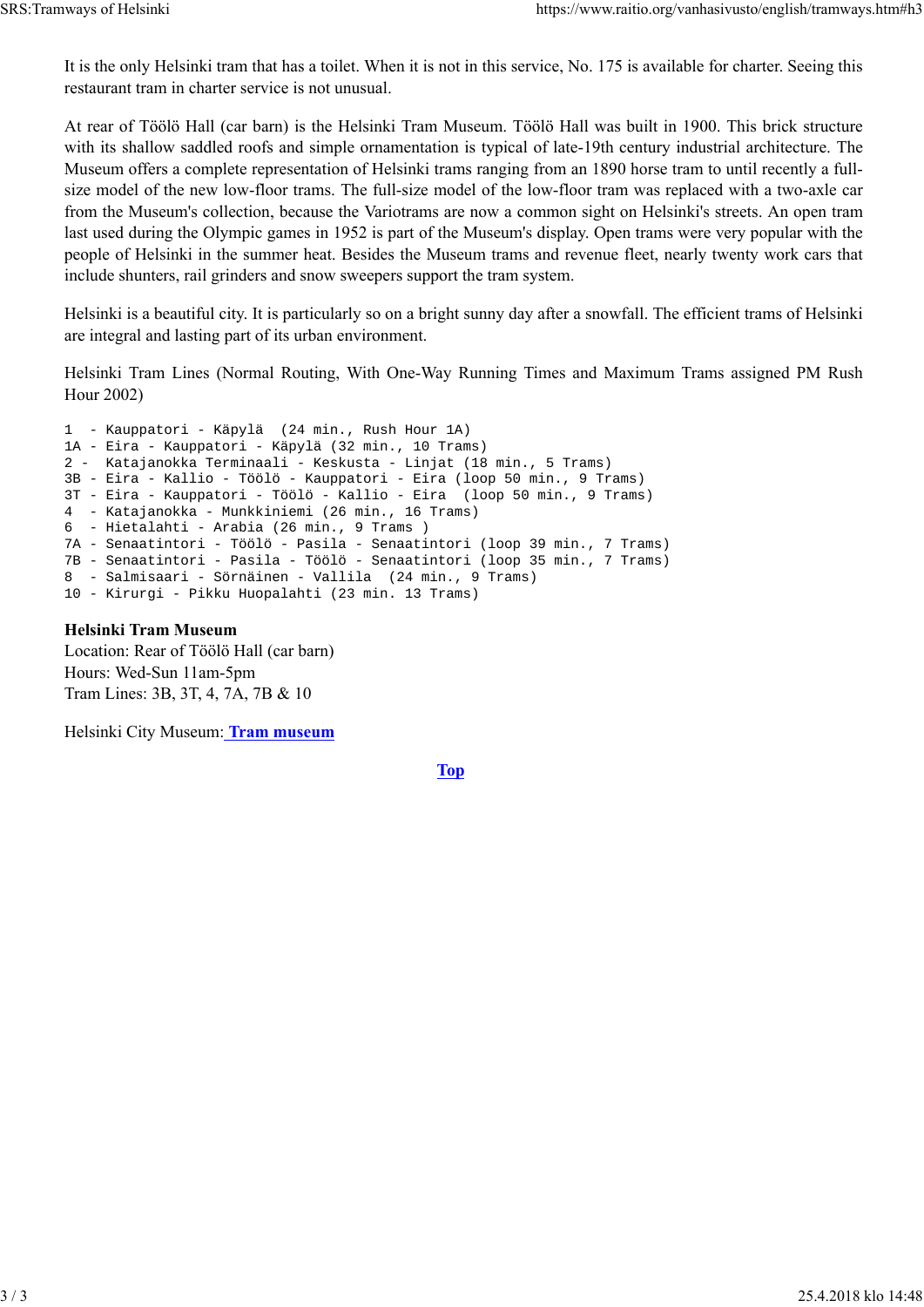It is the only Helsinki tram that has a toilet. When it is not in this service, No. 175 is available for charter. Seeing this restaurant tram in charter service is not unusual.

At rear of Töölö Hall (car barn) is the Helsinki Tram Museum. Töölö Hall was built in 1900. This brick structure with its shallow saddled roofs and simple ornamentation is typical of late-19th century industrial architecture. The Museum offers a complete representation of Helsinki trams ranging from an 1890 horse tram to until recently a full-size model of the new low-floor trams. The full-size model of the low-floor tram was replaced with a two-axle car from the Museum's collection, because the Variotrams are now a common sight on Helsinki's streets. An open tram last used during the Olympic games in 1952 is part of the Museum's display. Open trams were very popular with the people of Helsinki in the summer heat. Besides the Museum trams and revenue fleet, nearly twenty work cars that include shunters, rail grinders and snow sweepers support the tram system.

Helsinki is a beautiful city. It is particularly so on a bright sunny day after a snowfall. The efficient trams of Helsinki are integral and lasting part of its urban environment.

Helsinki Tram Lines (Normal Routing, With One-Way Running Times and Maximum Trams assigned PM Rush Hour 2002)

```
1  - Kauppatori - Käpylä  (24 min., Rush Hour 1A)
1A - Eira - Kauppatori - Käpylä (32 min., 10 Trams)
2 -  Katajanokka Terminaali - Keskusta - Linjat (18 min., 5 Trams)
3B - Eira - Kallio - Töölö - Kauppatori - Eira (loop 50 min., 9 Trams)
3T - Eira - Kauppatori - Töölö - Kallio - Eira  (loop 50 min., 9 Trams)
4  - Katajanokka - Munkkiniemi (26 min., 16 Trams)
6  - Hietalahti - Arabia (26 min., 9 Trams )
7A - Senaatintori - Töölö - Pasila - Senaatintori (loop 39 min., 7 Trams)
7B - Senaatintori - Pasila - Töölö - Senaatintori (loop 35 min., 7 Trams)
8  - Salmisaari - Sörnäinen - Vallila  (24 min., 9 Trams)
10 - Kirurgi - Pikku Huopalahti (23 min. 13 Trams)
```

**Helsinki Tram Museum**
Location: Rear of Töölö Hall (car barn)
Hours: Wed-Sun 11am-5pm
Tram Lines: 3B, 3T, 4, 7A, 7B & 10

Helsinki City Museum: **Tram museum**

**Top**